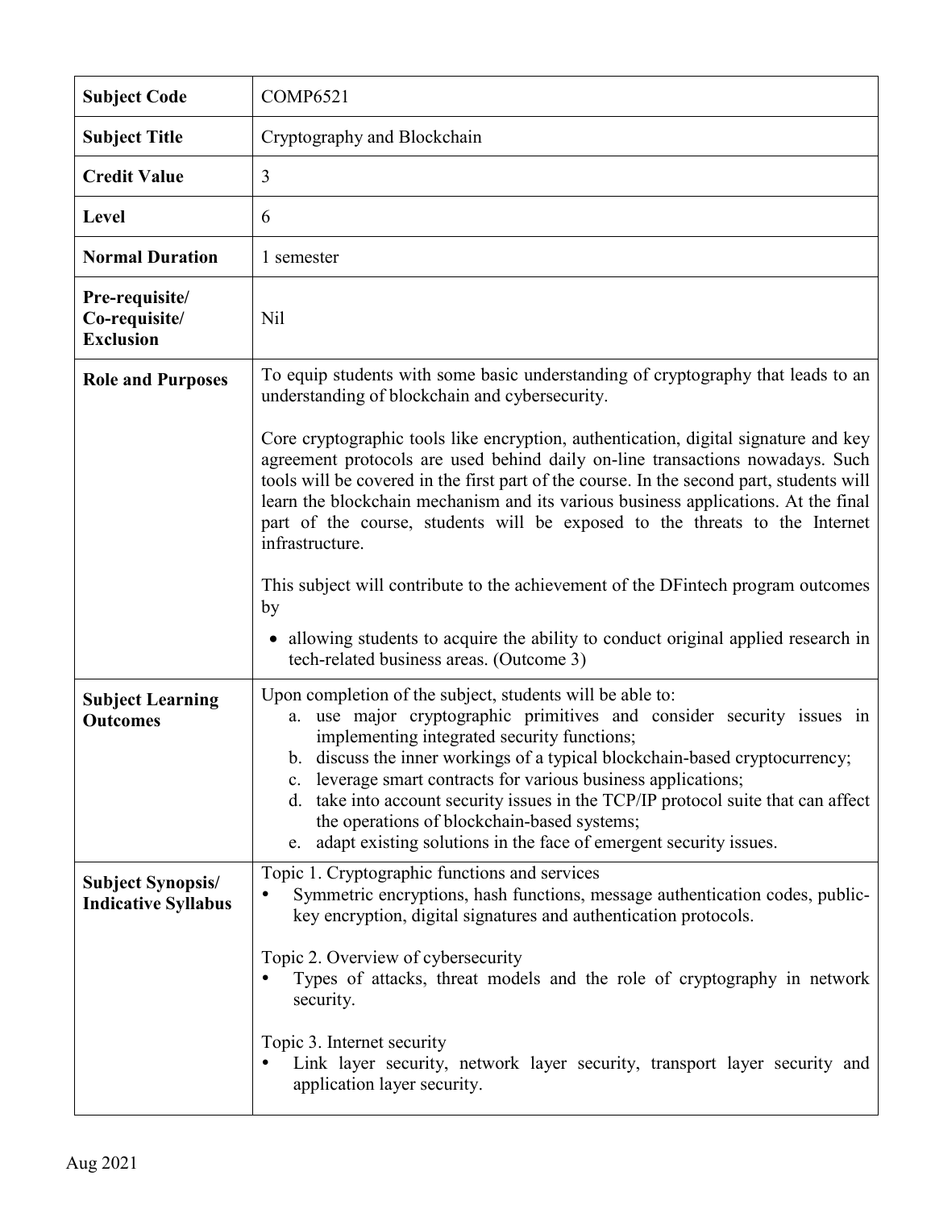| **Subject Code** | COMP6521 |
|---|---|
| **Subject Title** | Cryptography and Blockchain |
| **Credit Value** | 3 |
| **Level** | 6 |
| **Normal Duration** | 1 semester |
| **Pre-requisite/ Co-requisite/ Exclusion** | Nil |
| **Role and Purposes** | To equip students with some basic understanding of cryptography that leads to an understanding of blockchain and cybersecurity.<br><br>Core cryptographic tools like encryption, authentication, digital signature and key agreement protocols are used behind daily on-line transactions nowadays. Such tools will be covered in the first part of the course. In the second part, students will learn the blockchain mechanism and its various business applications. At the final part of the course, students will be exposed to the threats to the Internet infrastructure.<br><br>This subject will contribute to the achievement of the DFintech program outcomes by<br>• allowing students to acquire the ability to conduct original applied research in tech-related business areas. (Outcome 3) |
| **Subject Learning Outcomes** | Upon completion of the subject, students will be able to:<br>a. use major cryptographic primitives and consider security issues in implementing integrated security functions;<br>b. discuss the inner workings of a typical blockchain-based cryptocurrency;<br>c. leverage smart contracts for various business applications;<br>d. take into account security issues in the TCP/IP protocol suite that can affect the operations of blockchain-based systems;<br>e. adapt existing solutions in the face of emergent security issues. |
| **Subject Synopsis/ Indicative Syllabus** | Topic 1. Cryptographic functions and services<br>• Symmetric encryptions, hash functions, message authentication codes, public-key encryption, digital signatures and authentication protocols.<br><br>Topic 2. Overview of cybersecurity<br>• Types of attacks, threat models and the role of cryptography in network security.<br><br>Topic 3. Internet security<br>• Link layer security, network layer security, transport layer security and application layer security. |

Aug 2021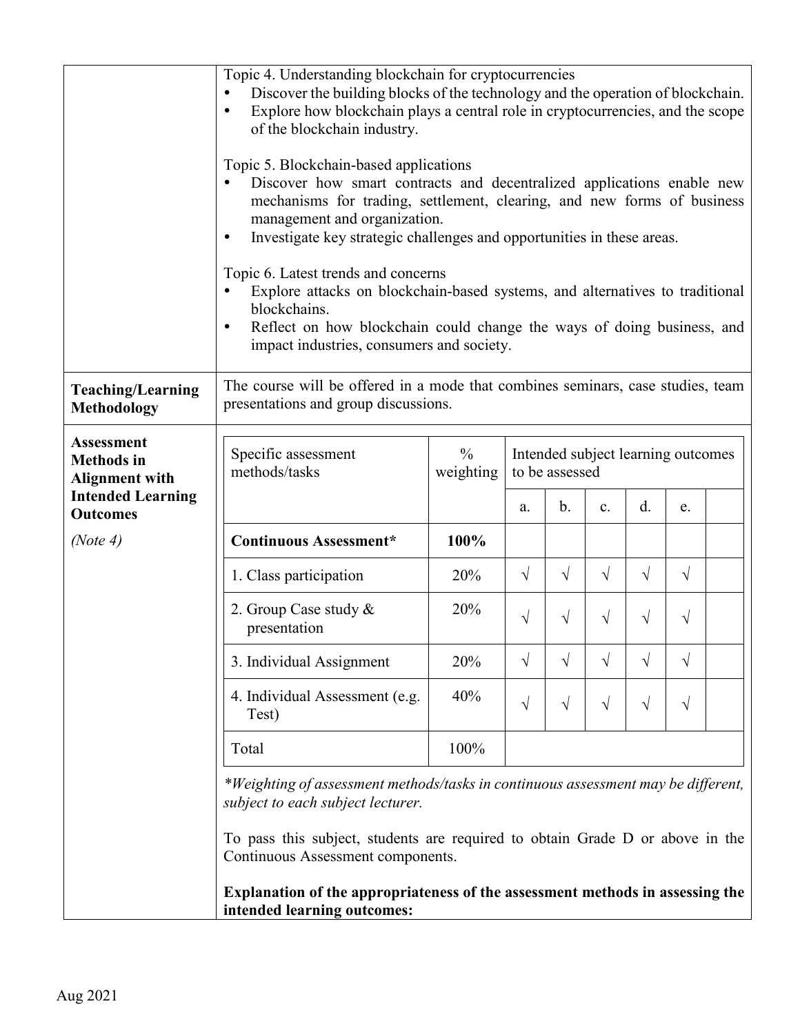Topic 4. Understanding blockchain for cryptocurrencies

- Discover the building blocks of the technology and the operation of blockchain.
- Explore how blockchain plays a central role in cryptocurrencies, and the scope of the blockchain industry.

Topic 5. Blockchain-based applications

- Discover how smart contracts and decentralized applications enable new mechanisms for trading, settlement, clearing, and new forms of business management and organization.
- Investigate key strategic challenges and opportunities in these areas.

Topic 6. Latest trends and concerns

- Explore attacks on blockchain-based systems, and alternatives to traditional blockchains.
- Reflect on how blockchain could change the ways of doing business, and impact industries, consumers and society.

**Teaching/Learning Methodology**

The course will be offered in a mode that combines seminars, case studies, team presentations and group discussions.

**Assessment Methods in Alignment with Intended Learning Outcomes**

*(Note 4)*

| Specific assessment methods/tasks | % weighting | Intended subject learning outcomes to be assessed | | | | | |
|---|---|---|---|---|---|---|---|
| | | a. | b. | c. | d. | e. | |
| **Continuous Assessment*** | **100%** | | | | | | |
| 1. Class participation | 20% | √ | √ | √ | √ | √ | |
| 2. Group Case study & presentation | 20% | √ | √ | √ | √ | √ | |
| 3. Individual Assignment | 20% | √ | √ | √ | √ | √ | |
| 4. Individual Assessment (e.g. Test) | 40% | √ | √ | √ | √ | √ | |
| Total | 100% | | | | | | |

*\*Weighting of assessment methods/tasks in continuous assessment may be different, subject to each subject lecturer.*

To pass this subject, students are required to obtain Grade D or above in the Continuous Assessment components.

**Explanation of the appropriateness of the assessment methods in assessing the intended learning outcomes:**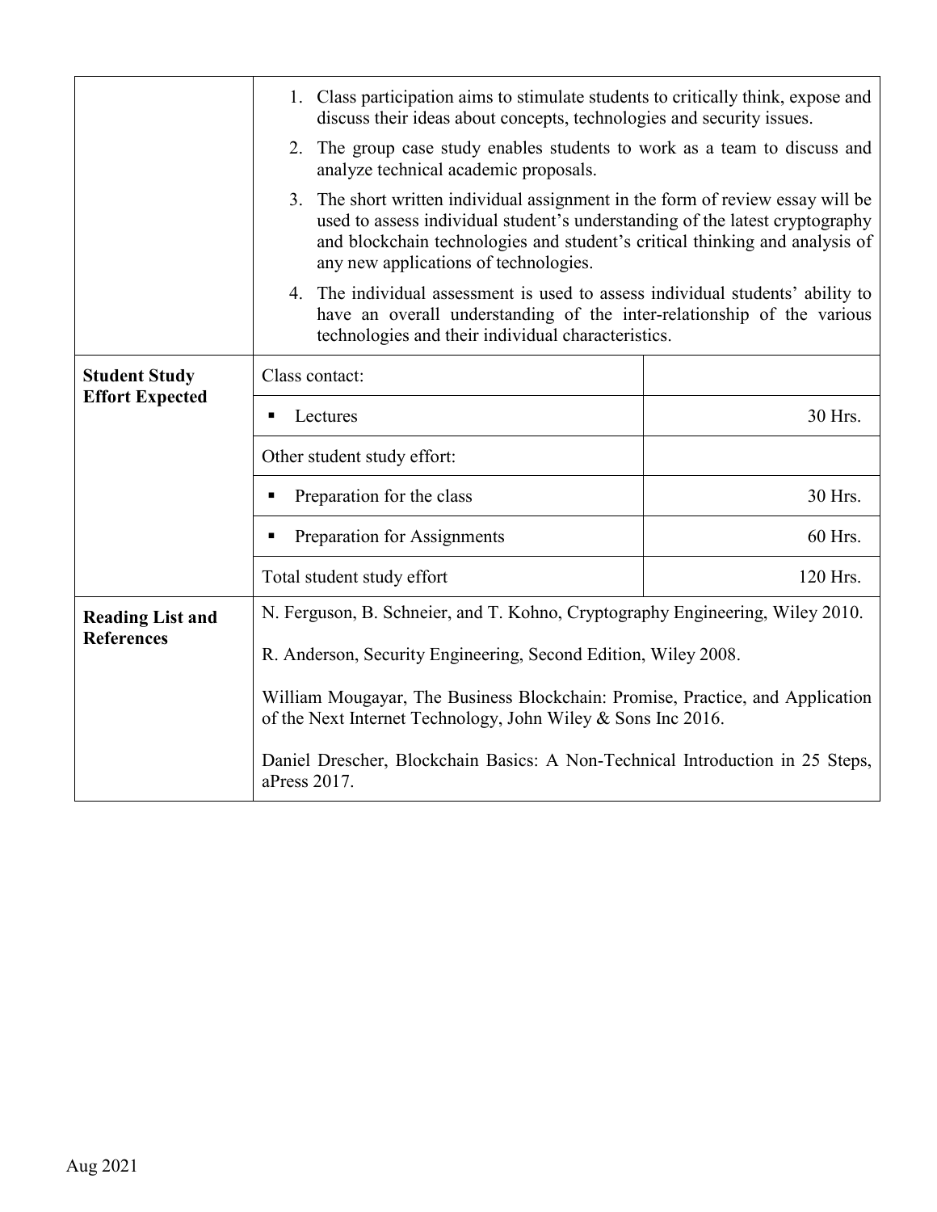| | | |
|---|---|---|
| | 1. Class participation aims to stimulate students to critically think, expose and discuss their ideas about concepts, technologies and security issues.<br>2. The group case study enables students to work as a team to discuss and analyze technical academic proposals.<br>3. The short written individual assignment in the form of review essay will be used to assess individual student's understanding of the latest cryptography and blockchain technologies and student's critical thinking and analysis of any new applications of technologies.<br>4. The individual assessment is used to assess individual students' ability to have an overall understanding of the inter-relationship of the various technologies and their individual characteristics. | |
| **Student Study Effort Expected** | Class contact: | |
| | ▪ Lectures | 30 Hrs. |
| | Other student study effort: | |
| | ▪ Preparation for the class | 30 Hrs. |
| | ▪ Preparation for Assignments | 60 Hrs. |
| | Total student study effort | 120 Hrs. |
| **Reading List and References** | N. Ferguson, B. Schneier, and T. Kohno, Cryptography Engineering, Wiley 2010.<br><br>R. Anderson, Security Engineering, Second Edition, Wiley 2008.<br><br>William Mougayar, The Business Blockchain: Promise, Practice, and Application of the Next Internet Technology, John Wiley & Sons Inc 2016.<br><br>Daniel Drescher, Blockchain Basics: A Non-Technical Introduction in 25 Steps, aPress 2017. | |

Aug 2021